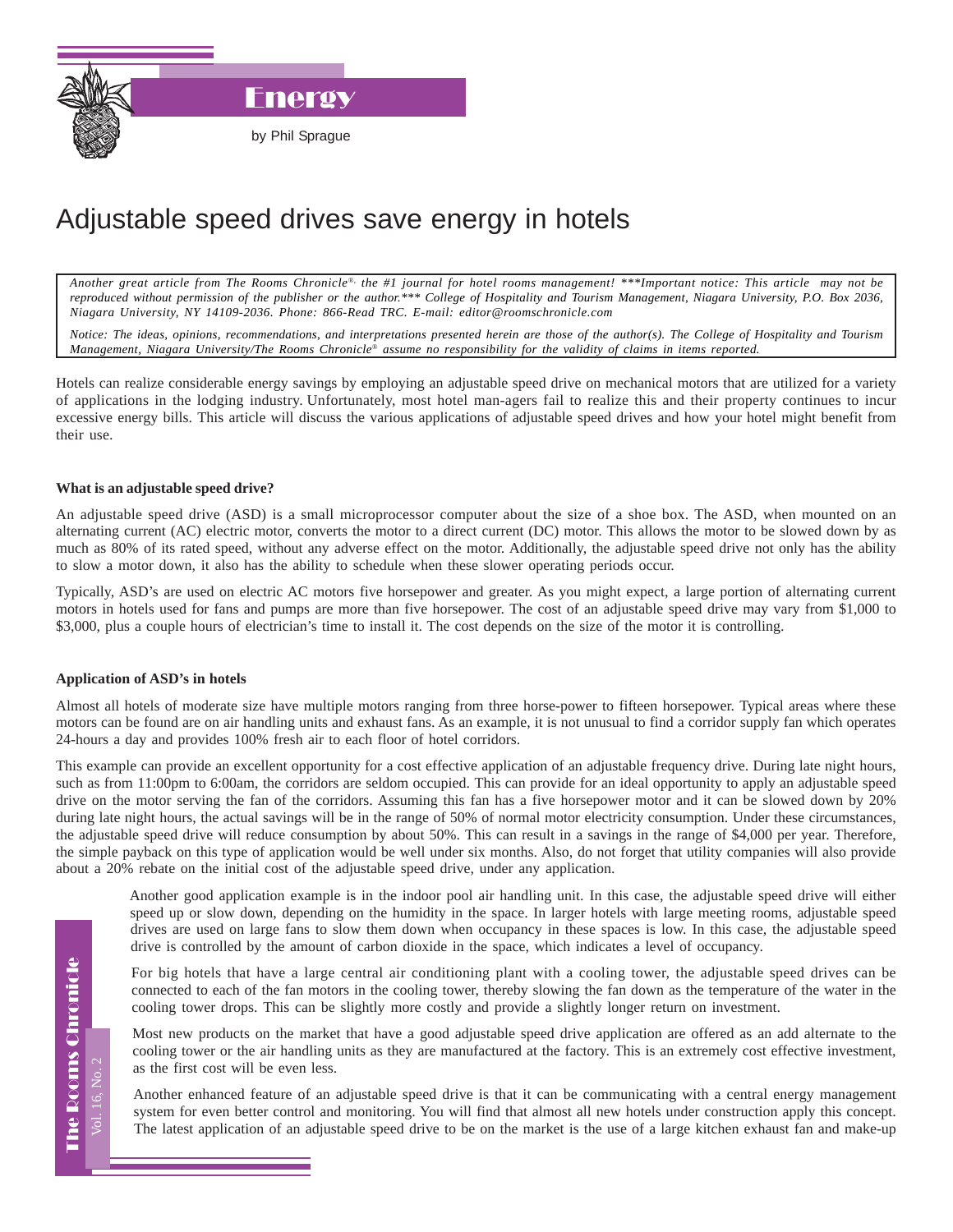# Energy

by Phil Sprague

# Adjustable speed drives save energy in hotels

*Another great article from The Rooms Chronicle®, the #1 journal for hotel rooms management! ***Important notice: This article may not be reproduced without permission of the publisher or the author.*** College of Hospitality and Tourism Management, Niagara University, P.O. Box 2036, Niagara University, NY 14109-2036. Phone: 866-Read TRC. E-mail: editor@roomschronicle.com*

*Notice: The ideas, opinions, recommendations, and interpretations presented herein are those of the author(s). The College of Hospitality and Tourism Management, Niagara University/The Rooms Chronicle® assume no responsibility for the validity of claims in items reported.*

Hotels can realize considerable energy savings by employing an adjustable speed drive on mechanical motors that are utilized for a variety of applications in the lodging industry. Unfortunately, most hotel man-agers fail to realize this and their property continues to incur excessive energy bills. This article will discuss the various applications of adjustable speed drives and how your hotel might benefit from their use.

**What is an adjustable speed drive?**

An adjustable speed drive (ASD) is a small microprocessor computer about the size of a shoe box. The ASD, when mounted on an alternating current (AC) electric motor, converts the motor to a direct current (DC) motor. This allows the motor to be slowed down by as much as 80% of its rated speed, without any adverse effect on the motor. Additionally, the adjustable speed drive not only has the ability to slow a motor down, it also has the ability to schedule when these slower operating periods occur.

Typically, ASD's are used on electric AC motors five horsepower and greater. As you might expect, a large portion of alternating current motors in hotels used for fans and pumps are more than five horsepower. The cost of an adjustable speed drive may vary from $1,000 to $3,000, plus a couple hours of electrician's time to install it. The cost depends on the size of the motor it is controlling.

**Application of ASD's in hotels**

Almost all hotels of moderate size have multiple motors ranging from three horse-power to fifteen horsepower. Typical areas where these motors can be found are on air handling units and exhaust fans. As an example, it is not unusual to find a corridor supply fan which operates 24-hours a day and provides 100% fresh air to each floor of hotel corridors.

This example can provide an excellent opportunity for a cost effective application of an adjustable frequency drive. During late night hours, such as from 11:00pm to 6:00am, the corridors are seldom occupied. This can provide for an ideal opportunity to apply an adjustable speed drive on the motor serving the fan of the corridors. Assuming this fan has a five horsepower motor and it can be slowed down by 20% during late night hours, the actual savings will be in the range of 50% of normal motor electricity consumption. Under these circumstances, the adjustable speed drive will reduce consumption by about 50%. This can result in a savings in the range of $4,000 per year. Therefore, the simple payback on this type of application would be well under six months. Also, do not forget that utility companies will also provide about a 20% rebate on the initial cost of the adjustable speed drive, under any application.

Another good application example is in the indoor pool air handling unit. In this case, the adjustable speed drive will either speed up or slow down, depending on the humidity in the space. In larger hotels with large meeting rooms, adjustable speed drives are used on large fans to slow them down when occupancy in these spaces is low. In this case, the adjustable speed drive is controlled by the amount of carbon dioxide in the space, which indicates a level of occupancy.

For big hotels that have a large central air conditioning plant with a cooling tower, the adjustable speed drives can be connected to each of the fan motors in the cooling tower, thereby slowing the fan down as the temperature of the water in the cooling tower drops. This can be slightly more costly and provide a slightly longer return on investment.

Most new products on the market that have a good adjustable speed drive application are offered as an add alternate to the cooling tower or the air handling units as they are manufactured at the factory. This is an extremely cost effective investment, as the first cost will be even less.

Another enhanced feature of an adjustable speed drive is that it can be communicating with a central energy management system for even better control and monitoring. You will find that almost all new hotels under construction apply this concept. The latest application of an adjustable speed drive to be on the market is the use of a large kitchen exhaust fan and make-up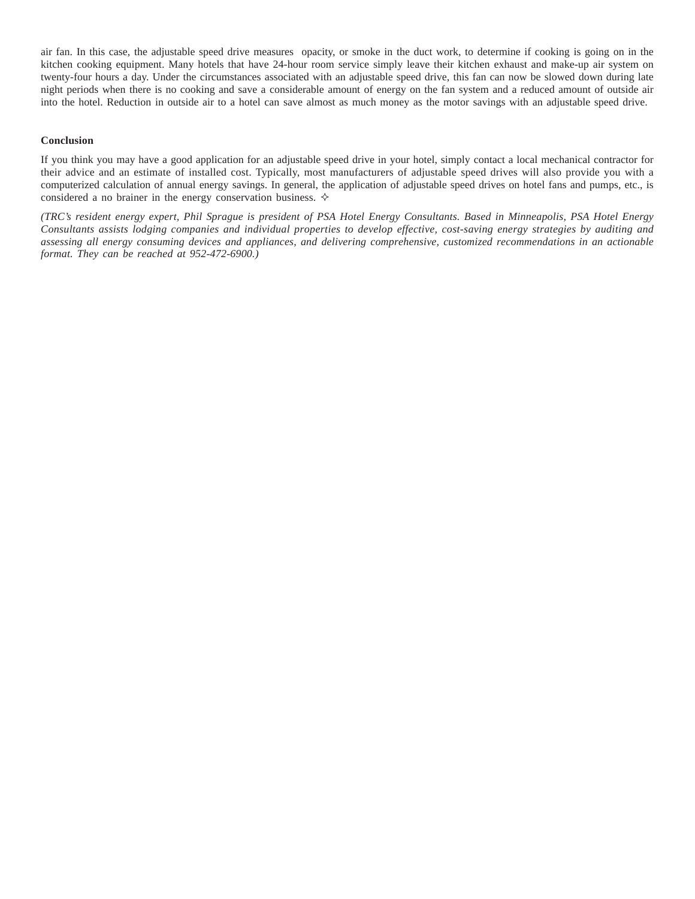air fan. In this case, the adjustable speed drive measures opacity, or smoke in the duct work, to determine if cooking is going on in the kitchen cooking equipment. Many hotels that have 24-hour room service simply leave their kitchen exhaust and make-up air system on twenty-four hours a day. Under the circumstances associated with an adjustable speed drive, this fan can now be slowed down during late night periods when there is no cooking and save a considerable amount of energy on the fan system and a reduced amount of outside air into the hotel. Reduction in outside air to a hotel can save almost as much money as the motor savings with an adjustable speed drive.

**Conclusion**

If you think you may have a good application for an adjustable speed drive in your hotel, simply contact a local mechanical contractor for their advice and an estimate of installed cost. Typically, most manufacturers of adjustable speed drives will also provide you with a computerized calculation of annual energy savings. In general, the application of adjustable speed drives on hotel fans and pumps, etc., is considered a no brainer in the energy conservation business. ✧

*(TRC's resident energy expert, Phil Sprague is president of PSA Hotel Energy Consultants. Based in Minneapolis, PSA Hotel Energy Consultants assists lodging companies and individual properties to develop effective, cost-saving energy strategies by auditing and assessing all energy consuming devices and appliances, and delivering comprehensive, customized recommendations in an actionable format. They can be reached at 952-472-6900.)*